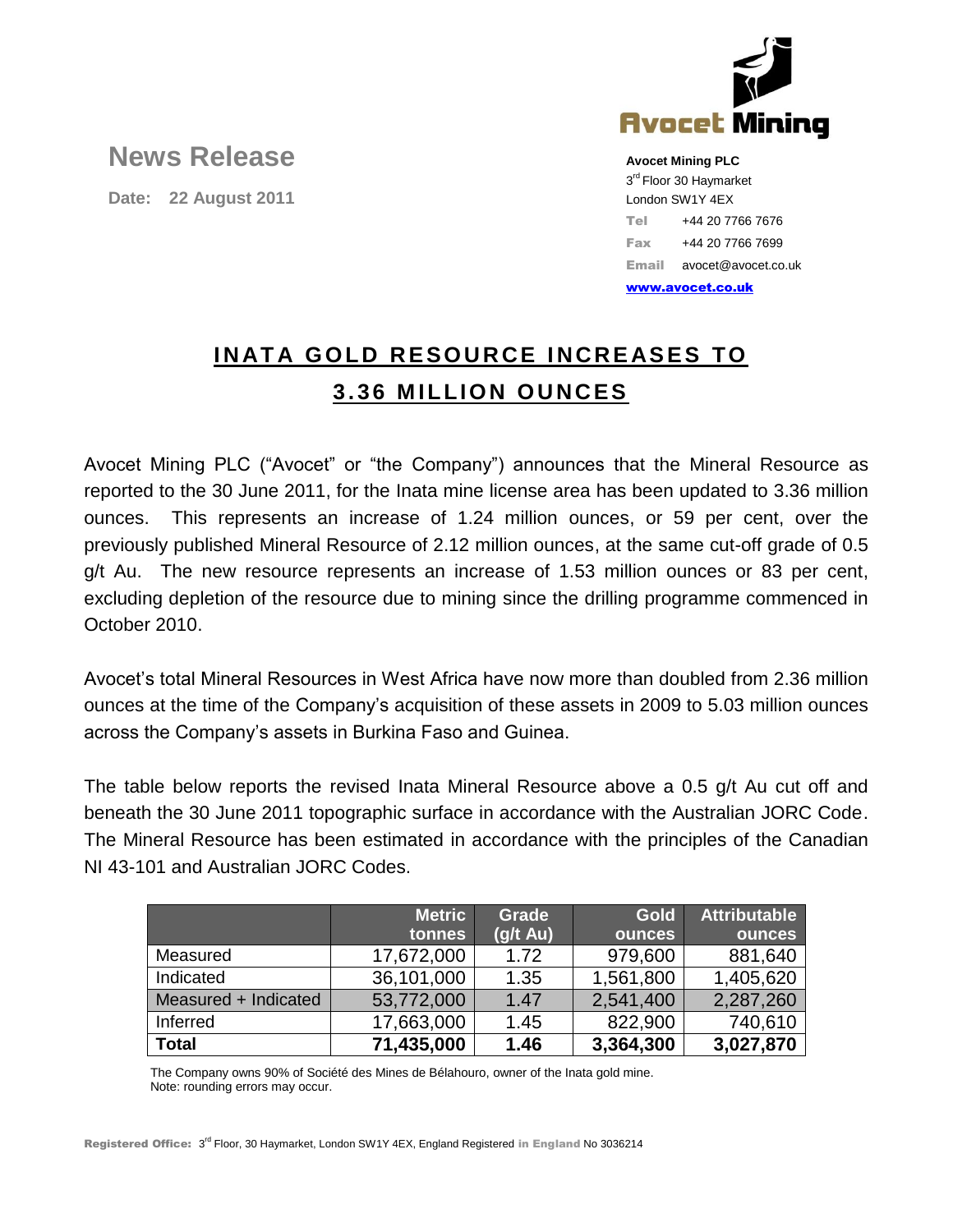# News Release

**Date: 22 August 2011**

**Avocet Mining PLC**
3rd Floor 30 Haymarket
London SW1Y 4EX
**Tel** +44 20 7766 7676
**Fax** +44 20 7766 7699
**Email** avocet@avocet.co.uk
**www.avocet.co.uk**

## INATA GOLD RESOURCE INCREASES TO 3.36 MILLION OUNCES

Avocet Mining PLC ("Avocet" or "the Company") announces that the Mineral Resource as reported to the 30 June 2011, for the Inata mine license area has been updated to 3.36 million ounces. This represents an increase of 1.24 million ounces, or 59 per cent, over the previously published Mineral Resource of 2.12 million ounces, at the same cut-off grade of 0.5 g/t Au. The new resource represents an increase of 1.53 million ounces or 83 per cent, excluding depletion of the resource due to mining since the drilling programme commenced in October 2010.

Avocet's total Mineral Resources in West Africa have now more than doubled from 2.36 million ounces at the time of the Company's acquisition of these assets in 2009 to 5.03 million ounces across the Company's assets in Burkina Faso and Guinea.

The table below reports the revised Inata Mineral Resource above a 0.5 g/t Au cut off and beneath the 30 June 2011 topographic surface in accordance with the Australian JORC Code. The Mineral Resource has been estimated in accordance with the principles of the Canadian NI 43-101 and Australian JORC Codes.

| | Metric tonnes | Grade (g/t Au) | Gold ounces | Attributable ounces |
|---|---|---|---|---|
| Measured | 17,672,000 | 1.72 | 979,600 | 881,640 |
| Indicated | 36,101,000 | 1.35 | 1,561,800 | 1,405,620 |
| Measured + Indicated | 53,772,000 | 1.47 | 2,541,400 | 2,287,260 |
| Inferred | 17,663,000 | 1.45 | 822,900 | 740,610 |
| **Total** | **71,435,000** | **1.46** | **3,364,300** | **3,027,870** |

The Company owns 90% of Société des Mines de Bélahouro, owner of the Inata gold mine.
Note: rounding errors may occur.

Registered Office: 3rd Floor, 30 Haymarket, London SW1Y 4EX, England Registered in England No 3036214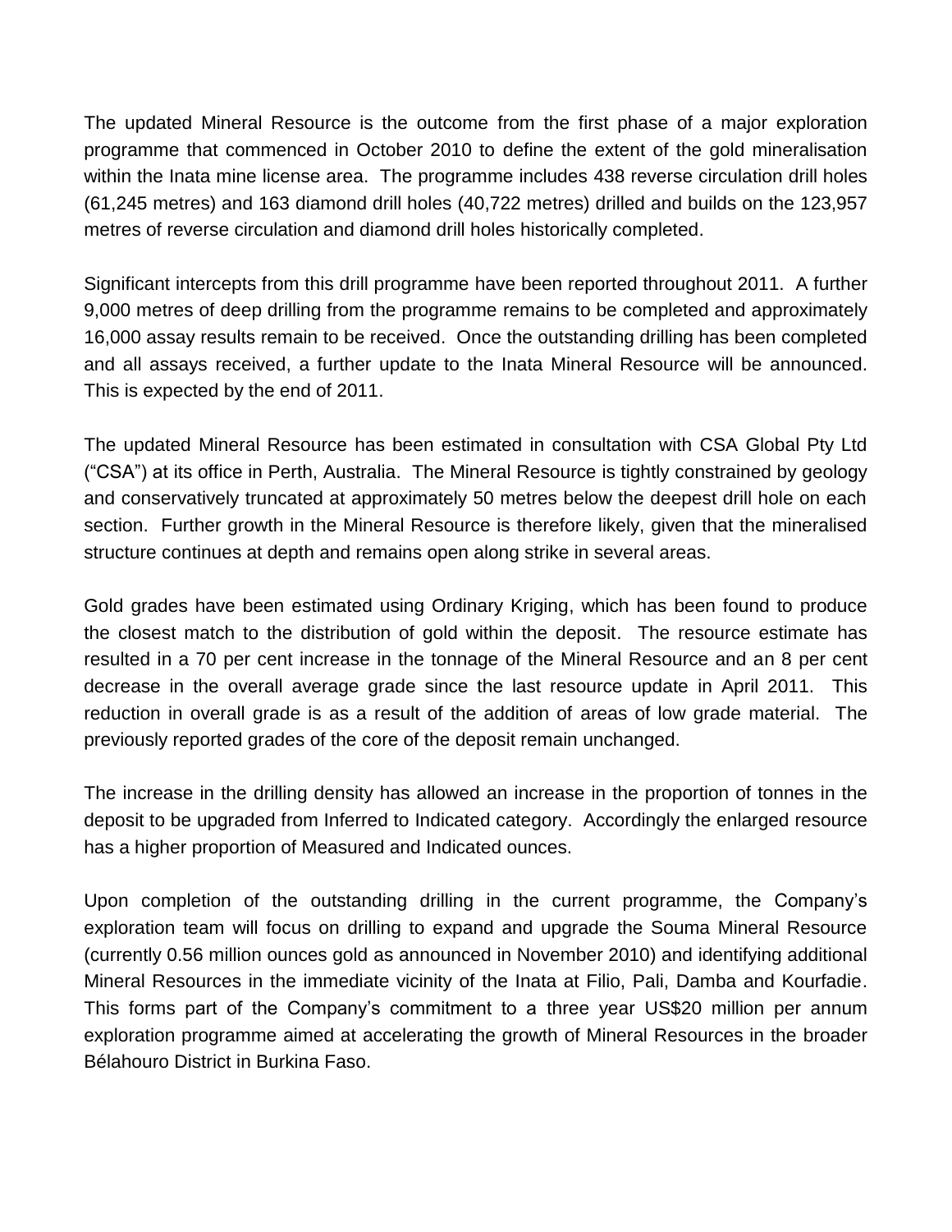The updated Mineral Resource is the outcome from the first phase of a major exploration programme that commenced in October 2010 to define the extent of the gold mineralisation within the Inata mine license area. The programme includes 438 reverse circulation drill holes (61,245 metres) and 163 diamond drill holes (40,722 metres) drilled and builds on the 123,957 metres of reverse circulation and diamond drill holes historically completed.

Significant intercepts from this drill programme have been reported throughout 2011. A further 9,000 metres of deep drilling from the programme remains to be completed and approximately 16,000 assay results remain to be received. Once the outstanding drilling has been completed and all assays received, a further update to the Inata Mineral Resource will be announced. This is expected by the end of 2011.

The updated Mineral Resource has been estimated in consultation with CSA Global Pty Ltd ("CSA") at its office in Perth, Australia. The Mineral Resource is tightly constrained by geology and conservatively truncated at approximately 50 metres below the deepest drill hole on each section. Further growth in the Mineral Resource is therefore likely, given that the mineralised structure continues at depth and remains open along strike in several areas.

Gold grades have been estimated using Ordinary Kriging, which has been found to produce the closest match to the distribution of gold within the deposit. The resource estimate has resulted in a 70 per cent increase in the tonnage of the Mineral Resource and an 8 per cent decrease in the overall average grade since the last resource update in April 2011. This reduction in overall grade is as a result of the addition of areas of low grade material. The previously reported grades of the core of the deposit remain unchanged.

The increase in the drilling density has allowed an increase in the proportion of tonnes in the deposit to be upgraded from Inferred to Indicated category. Accordingly the enlarged resource has a higher proportion of Measured and Indicated ounces.

Upon completion of the outstanding drilling in the current programme, the Company's exploration team will focus on drilling to expand and upgrade the Souma Mineral Resource (currently 0.56 million ounces gold as announced in November 2010) and identifying additional Mineral Resources in the immediate vicinity of the Inata at Filio, Pali, Damba and Kourfadie. This forms part of the Company's commitment to a three year US$20 million per annum exploration programme aimed at accelerating the growth of Mineral Resources in the broader Bélahouro District in Burkina Faso.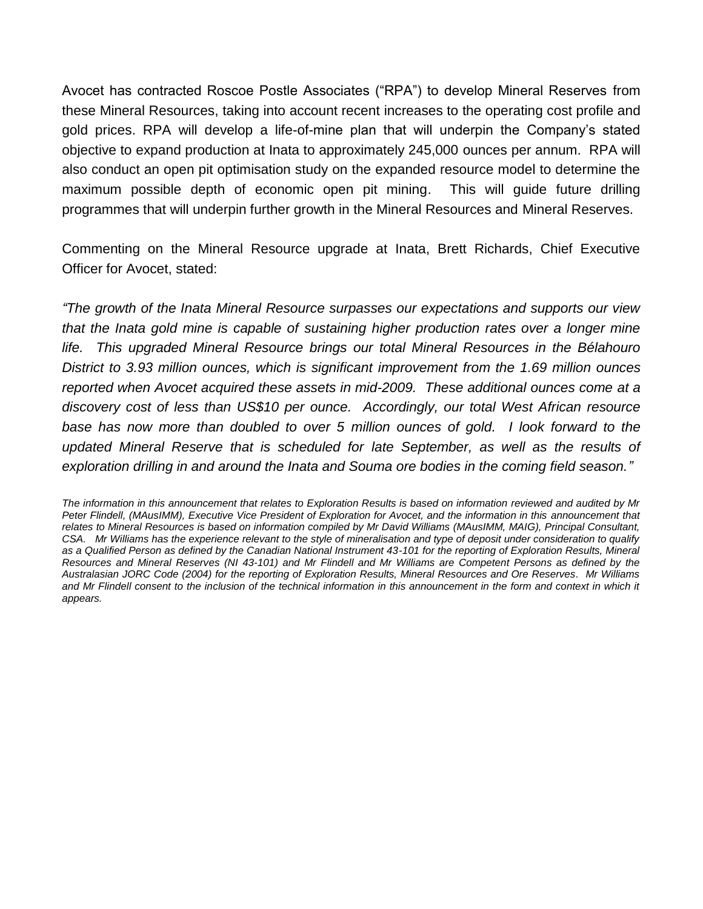Avocet has contracted Roscoe Postle Associates ("RPA") to develop Mineral Reserves from these Mineral Resources, taking into account recent increases to the operating cost profile and gold prices. RPA will develop a life-of-mine plan that will underpin the Company's stated objective to expand production at Inata to approximately 245,000 ounces per annum. RPA will also conduct an open pit optimisation study on the expanded resource model to determine the maximum possible depth of economic open pit mining. This will guide future drilling programmes that will underpin further growth in the Mineral Resources and Mineral Reserves.

Commenting on the Mineral Resource upgrade at Inata, Brett Richards, Chief Executive Officer for Avocet, stated:

*"The growth of the Inata Mineral Resource surpasses our expectations and supports our view that the Inata gold mine is capable of sustaining higher production rates over a longer mine life. This upgraded Mineral Resource brings our total Mineral Resources in the Bélahouro District to 3.93 million ounces, which is significant improvement from the 1.69 million ounces reported when Avocet acquired these assets in mid-2009. These additional ounces come at a discovery cost of less than US$10 per ounce. Accordingly, our total West African resource base has now more than doubled to over 5 million ounces of gold. I look forward to the updated Mineral Reserve that is scheduled for late September, as well as the results of exploration drilling in and around the Inata and Souma ore bodies in the coming field season."*

*The information in this announcement that relates to Exploration Results is based on information reviewed and audited by Mr Peter Flindell, (MAusIMM), Executive Vice President of Exploration for Avocet, and the information in this announcement that relates to Mineral Resources is based on information compiled by Mr David Williams (MAusIMM, MAIG), Principal Consultant, CSA. Mr Williams has the experience relevant to the style of mineralisation and type of deposit under consideration to qualify as a Qualified Person as defined by the Canadian National Instrument 43-101 for the reporting of Exploration Results, Mineral Resources and Mineral Reserves (NI 43-101) and Mr Flindell and Mr Williams are Competent Persons as defined by the Australasian JORC Code (2004) for the reporting of Exploration Results, Mineral Resources and Ore Reserves. Mr Williams and Mr Flindell consent to the inclusion of the technical information in this announcement in the form and context in which it appears.*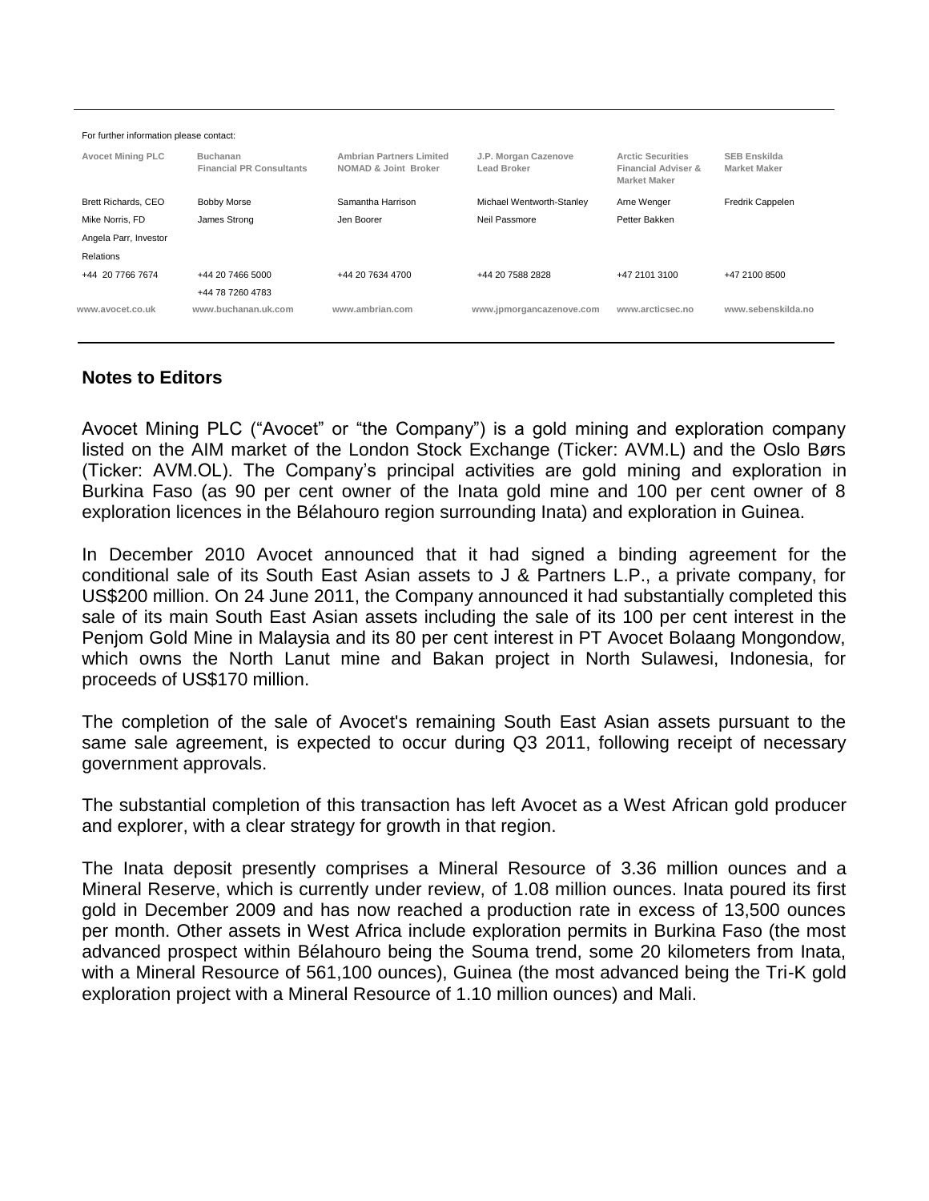For further information please contact:

| Avocet Mining PLC | Buchanan Financial PR Consultants | Ambrian Partners Limited NOMAD & Joint Broker | J.P. Morgan Cazenove Lead Broker | Arctic Securities Financial Adviser & Market Maker | SEB Enskilda Market Maker |
|---|---|---|---|---|---|
| Brett Richards, CEO | Bobby Morse | Samantha Harrison | Michael Wentworth-Stanley | Arne Wenger | Fredrik Cappelen |
| Mike Norris, FD | James Strong | Jen Boorer | Neil Passmore | Petter Bakken | |
| Angela Parr, Investor Relations | | | | | |
| +44 20 7766 7674 | +44 20 7466 5000<br>+44 78 7260 4783 | +44 20 7634 4700 | +44 20 7588 2828 | +47 2101 3100 | +47 2100 8500 |
| www.avocet.co.uk | www.buchanan.uk.com | www.ambrian.com | www.jpmorgancazenove.com | www.arcticsec.no | www.sebenskilda.no |

## Notes to Editors

Avocet Mining PLC ("Avocet" or "the Company") is a gold mining and exploration company listed on the AIM market of the London Stock Exchange (Ticker: AVM.L) and the Oslo Børs (Ticker: AVM.OL). The Company's principal activities are gold mining and exploration in Burkina Faso (as 90 per cent owner of the Inata gold mine and 100 per cent owner of 8 exploration licences in the Bélahouro region surrounding Inata) and exploration in Guinea.

In December 2010 Avocet announced that it had signed a binding agreement for the conditional sale of its South East Asian assets to J & Partners L.P., a private company, for US$200 million. On 24 June 2011, the Company announced it had substantially completed this sale of its main South East Asian assets including the sale of its 100 per cent interest in the Penjom Gold Mine in Malaysia and its 80 per cent interest in PT Avocet Bolaang Mongondow, which owns the North Lanut mine and Bakan project in North Sulawesi, Indonesia, for proceeds of US$170 million.

The completion of the sale of Avocet's remaining South East Asian assets pursuant to the same sale agreement, is expected to occur during Q3 2011, following receipt of necessary government approvals.

The substantial completion of this transaction has left Avocet as a West African gold producer and explorer, with a clear strategy for growth in that region.

The Inata deposit presently comprises a Mineral Resource of 3.36 million ounces and a Mineral Reserve, which is currently under review, of 1.08 million ounces. Inata poured its first gold in December 2009 and has now reached a production rate in excess of 13,500 ounces per month. Other assets in West Africa include exploration permits in Burkina Faso (the most advanced prospect within Bélahouro being the Souma trend, some 20 kilometers from Inata, with a Mineral Resource of 561,100 ounces), Guinea (the most advanced being the Tri-K gold exploration project with a Mineral Resource of 1.10 million ounces) and Mali.